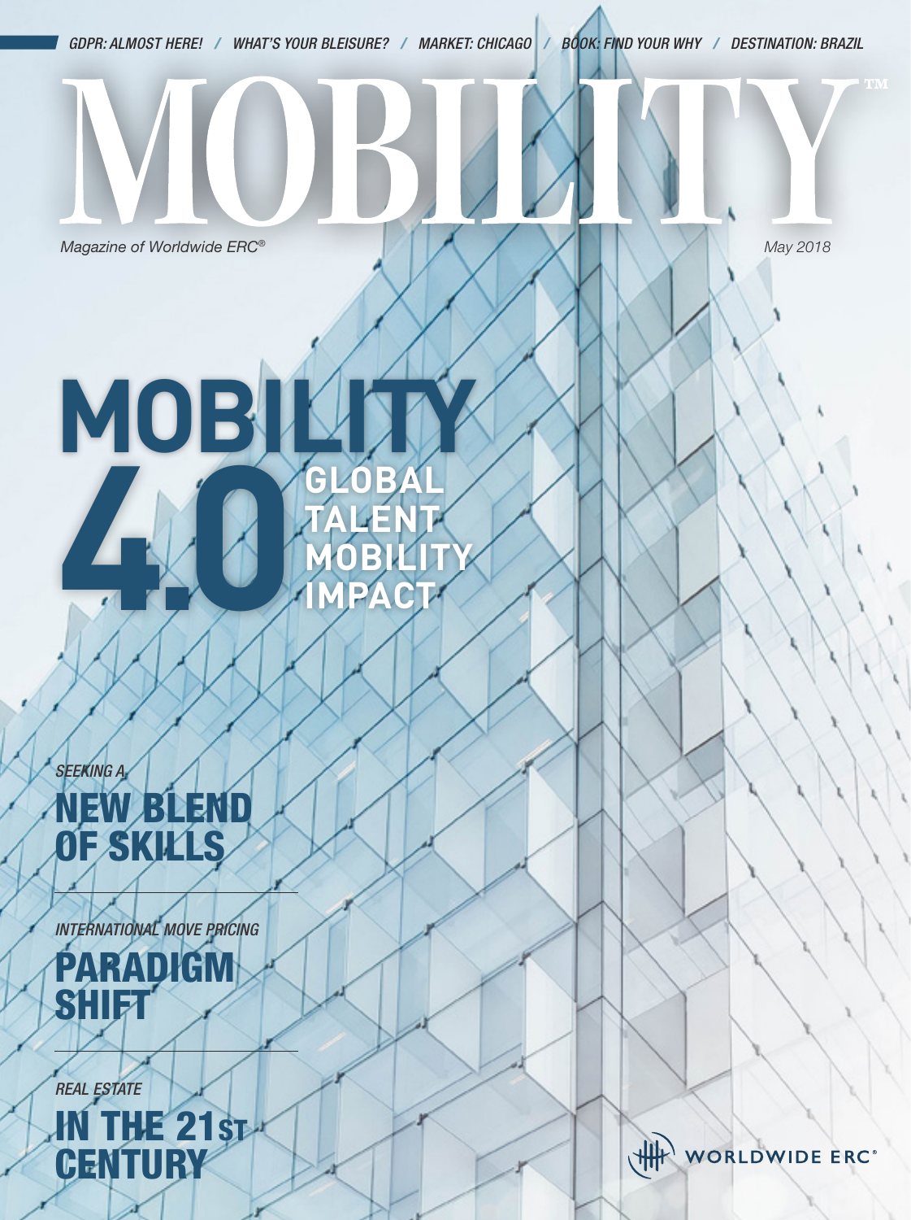*GDPR: ALMOST HERE!* / *WHAT'S YOUR BLEISURE?* / *MARKET: CHICAGO* / *BOOK: FIND YOUR WHY* / *DESTINATION: BRAZIL*

# MOBILITY™

*Magazine of Worldwide ERC®*

*May 2018*

## MOBILITY 4.0

**GLOBAL TALENT MOBILITY IMPACT**

*SEEKING A*

## NEW BLEND OF SKILLS

*INTERNATIONAL MOVE PRICING*

## PARADIGM SHIFT

*REAL ESTATE*

## IN THE 21ST CENTURY

WORLDWIDE ERC®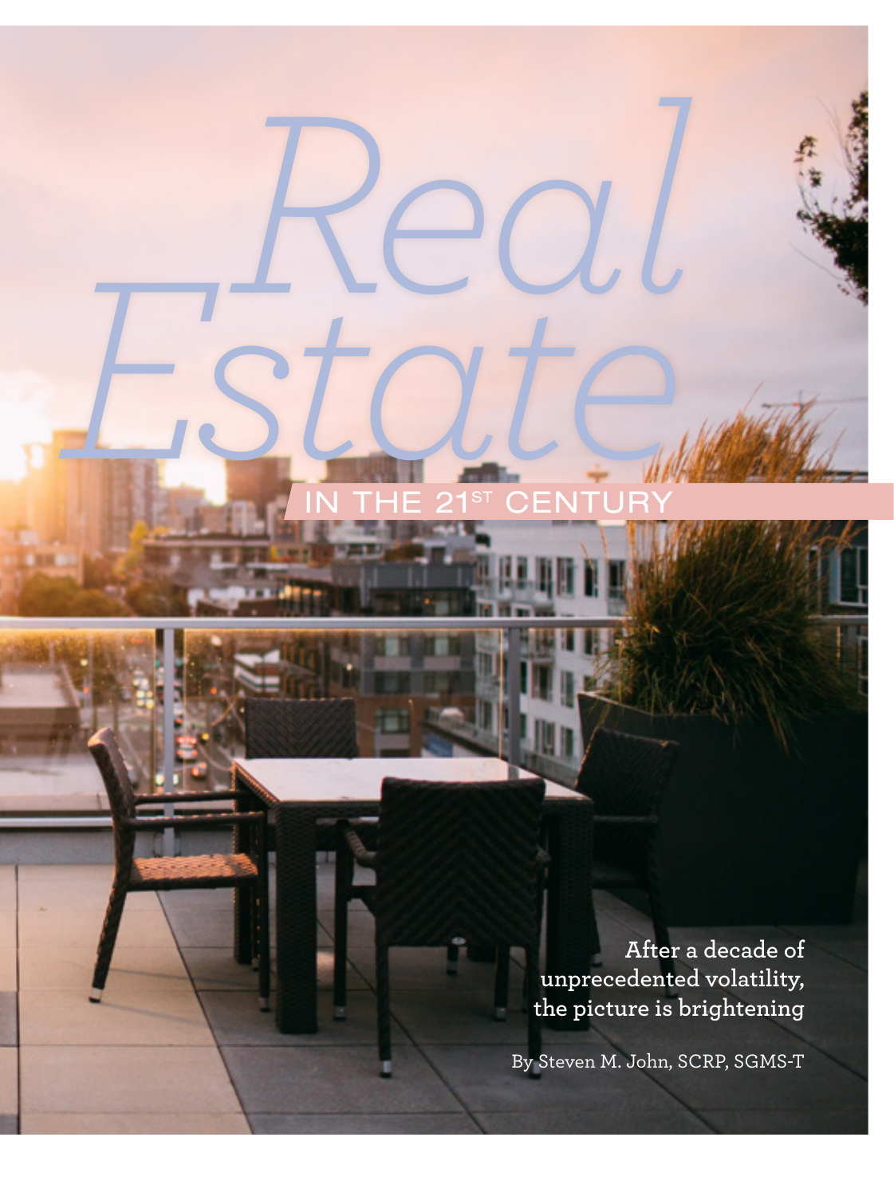# *Real Estate*

## IN THE 21ST CENTURY

**After a decade of unprecedented volatility, the picture is brightening**

By Steven M. John, SCRP, SGMS-T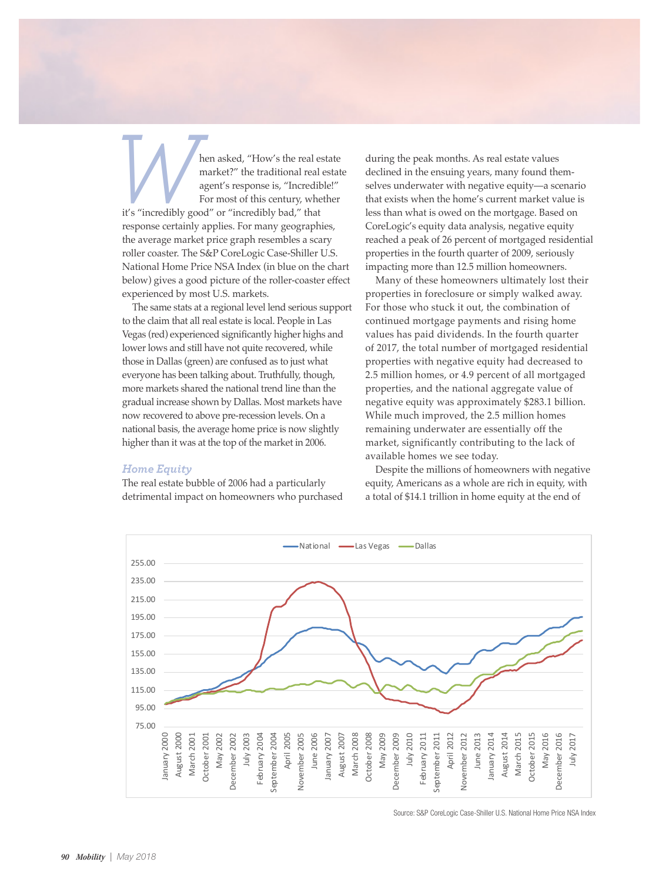When asked, "How's the real estate market?" the traditional real estate agent's response is, "Incredible!" For most of this century, whether it's "incredibly good" or "incredibly bad," that response certainly applies. For many geographies, the average market price graph resembles a scary roller coaster. The S&P CoreLogic Case-Shiller U.S. National Home Price NSA Index (in blue on the chart below) gives a good picture of the roller-coaster effect experienced by most U.S. markets.

The same stats at a regional level lend serious support to the claim that all real estate is local. People in Las Vegas (red) experienced significantly higher highs and lower lows and still have not quite recovered, while those in Dallas (green) are confused as to just what everyone has been talking about. Truthfully, though, more markets shared the national trend line than the gradual increase shown by Dallas. Most markets have now recovered to above pre-recession levels. On a national basis, the average home price is now slightly higher than it was at the top of the market in 2006.

### *Home Equity*

The real estate bubble of 2006 had a particularly detrimental impact on homeowners who purchased during the peak months. As real estate values declined in the ensuing years, many found themselves underwater with negative equity—a scenario that exists when the home's current market value is less than what is owed on the mortgage. Based on CoreLogic's equity data analysis, negative equity reached a peak of 26 percent of mortgaged residential properties in the fourth quarter of 2009, seriously impacting more than 12.5 million homeowners.

Many of these homeowners ultimately lost their properties in foreclosure or simply walked away. For those who stuck it out, the combination of continued mortgage payments and rising home values has paid dividends. In the fourth quarter of 2017, the total number of mortgaged residential properties with negative equity had decreased to 2.5 million homes, or 4.9 percent of all mortgaged properties, and the national aggregate value of negative equity was approximately $283.1 billion. While much improved, the 2.5 million homes remaining underwater are essentially off the market, significantly contributing to the lack of available homes we see today.

Despite the millions of homeowners with negative equity, Americans as a whole are rich in equity, with a total of $14.1 trillion in home equity at the end of

Source: S&P CoreLogic Case-Shiller U.S. National Home Price NSA Index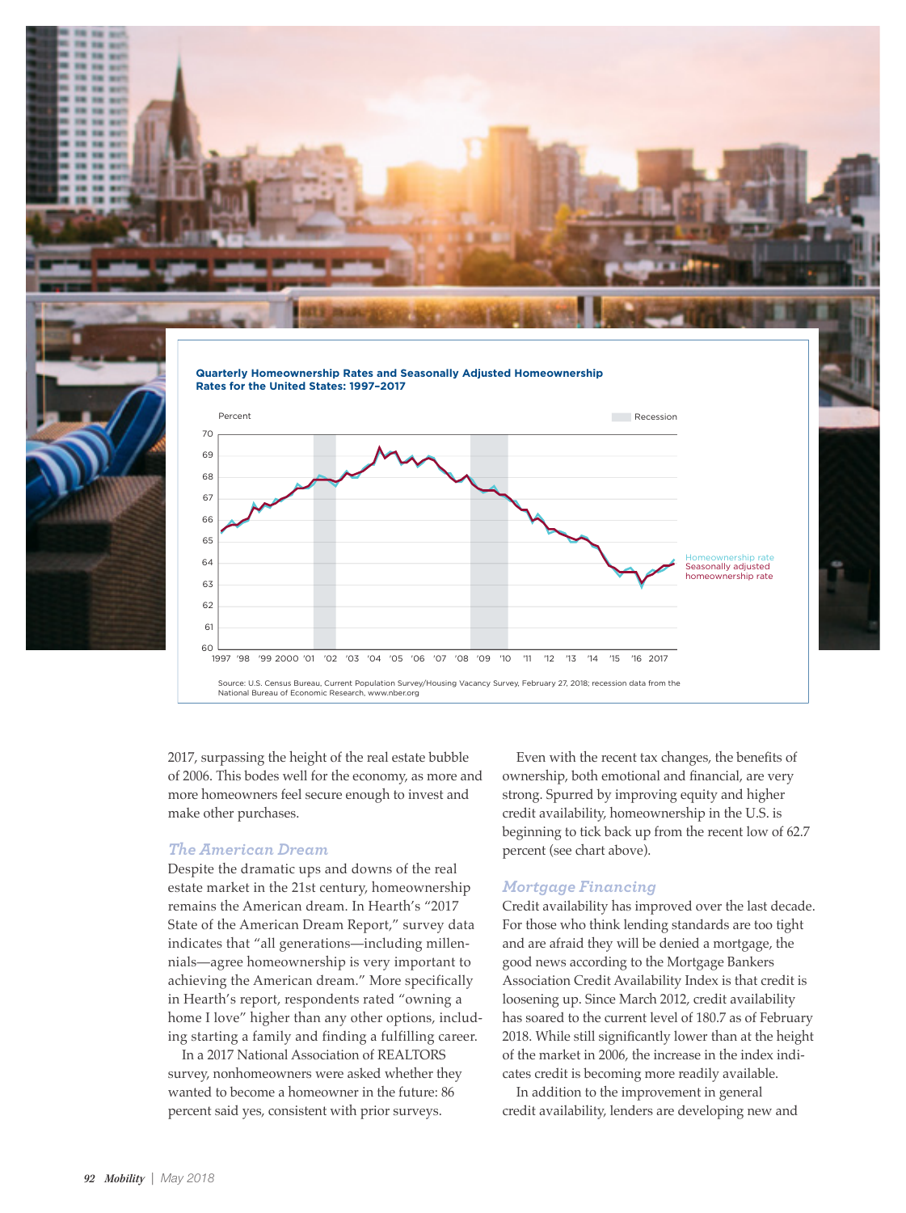**Quarterly Homeownership Rates and Seasonally Adjusted Homeownership Rates for the United States: 1997–2017**

Source: U.S. Census Bureau, Current Population Survey/Housing Vacancy Survey, February 27, 2018; recession data from the National Bureau of Economic Research, www.nber.org

2017, surpassing the height of the real estate bubble of 2006. This bodes well for the economy, as more and more homeowners feel secure enough to invest and make other purchases.

### *The American Dream*

Despite the dramatic ups and downs of the real estate market in the 21st century, homeownership remains the American dream. In Hearth's "2017 State of the American Dream Report," survey data indicates that "all generations—including millennials—agree homeownership is very important to achieving the American dream." More specifically in Hearth's report, respondents rated "owning a home I love" higher than any other options, including starting a family and finding a fulfilling career.

In a 2017 National Association of REALTORS survey, nonhomeowners were asked whether they wanted to become a homeowner in the future: 86 percent said yes, consistent with prior surveys.

Even with the recent tax changes, the benefits of ownership, both emotional and financial, are very strong. Spurred by improving equity and higher credit availability, homeownership in the U.S. is beginning to tick back up from the recent low of 62.7 percent (see chart above).

### *Mortgage Financing*

Credit availability has improved over the last decade. For those who think lending standards are too tight and are afraid they will be denied a mortgage, the good news according to the Mortgage Bankers Association Credit Availability Index is that credit is loosening up. Since March 2012, credit availability has soared to the current level of 180.7 as of February 2018. While still significantly lower than at the height of the market in 2006, the increase in the index indicates credit is becoming more readily available.

In addition to the improvement in general credit availability, lenders are developing new and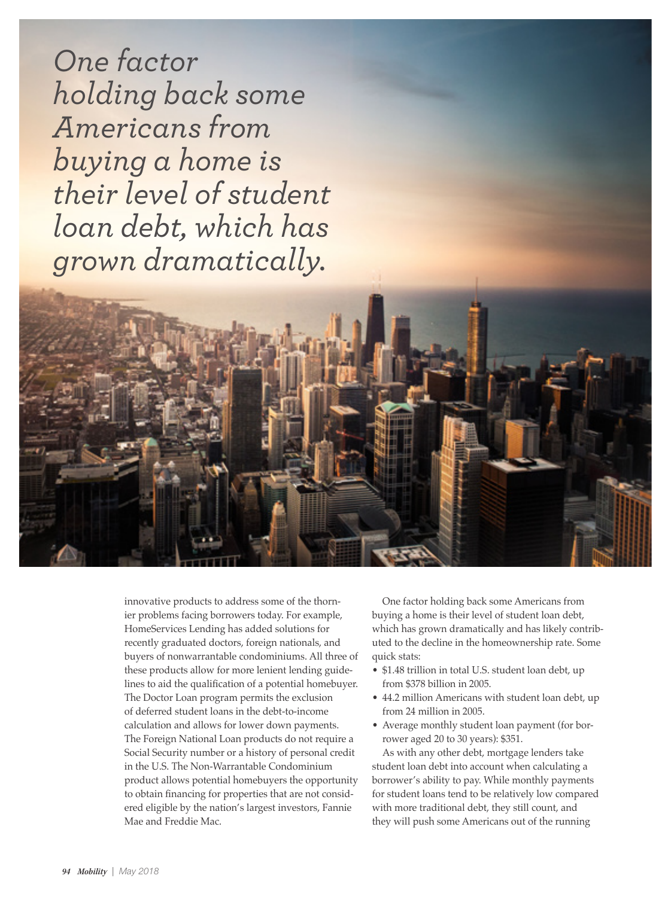*One factor holding back some Americans from buying a home is their level of student loan debt, which has grown dramatically.*

innovative products to address some of the thornier problems facing borrowers today. For example, HomeServices Lending has added solutions for recently graduated doctors, foreign nationals, and buyers of nonwarrantable condominiums. All three of these products allow for more lenient lending guidelines to aid the qualification of a potential homebuyer. The Doctor Loan program permits the exclusion of deferred student loans in the debt-to-income calculation and allows for lower down payments. The Foreign National Loan products do not require a Social Security number or a history of personal credit in the U.S. The Non-Warrantable Condominium product allows potential homebuyers the opportunity to obtain financing for properties that are not considered eligible by the nation's largest investors, Fannie Mae and Freddie Mac.

One factor holding back some Americans from buying a home is their level of student loan debt, which has grown dramatically and has likely contributed to the decline in the homeownership rate. Some quick stats:

- $1.48 trillion in total U.S. student loan debt, up from $378 billion in 2005.
- 44.2 million Americans with student loan debt, up from 24 million in 2005.
- Average monthly student loan payment (for borrower aged 20 to 30 years): $351.

As with any other debt, mortgage lenders take student loan debt into account when calculating a borrower's ability to pay. While monthly payments for student loans tend to be relatively low compared with more traditional debt, they still count, and they will push some Americans out of the running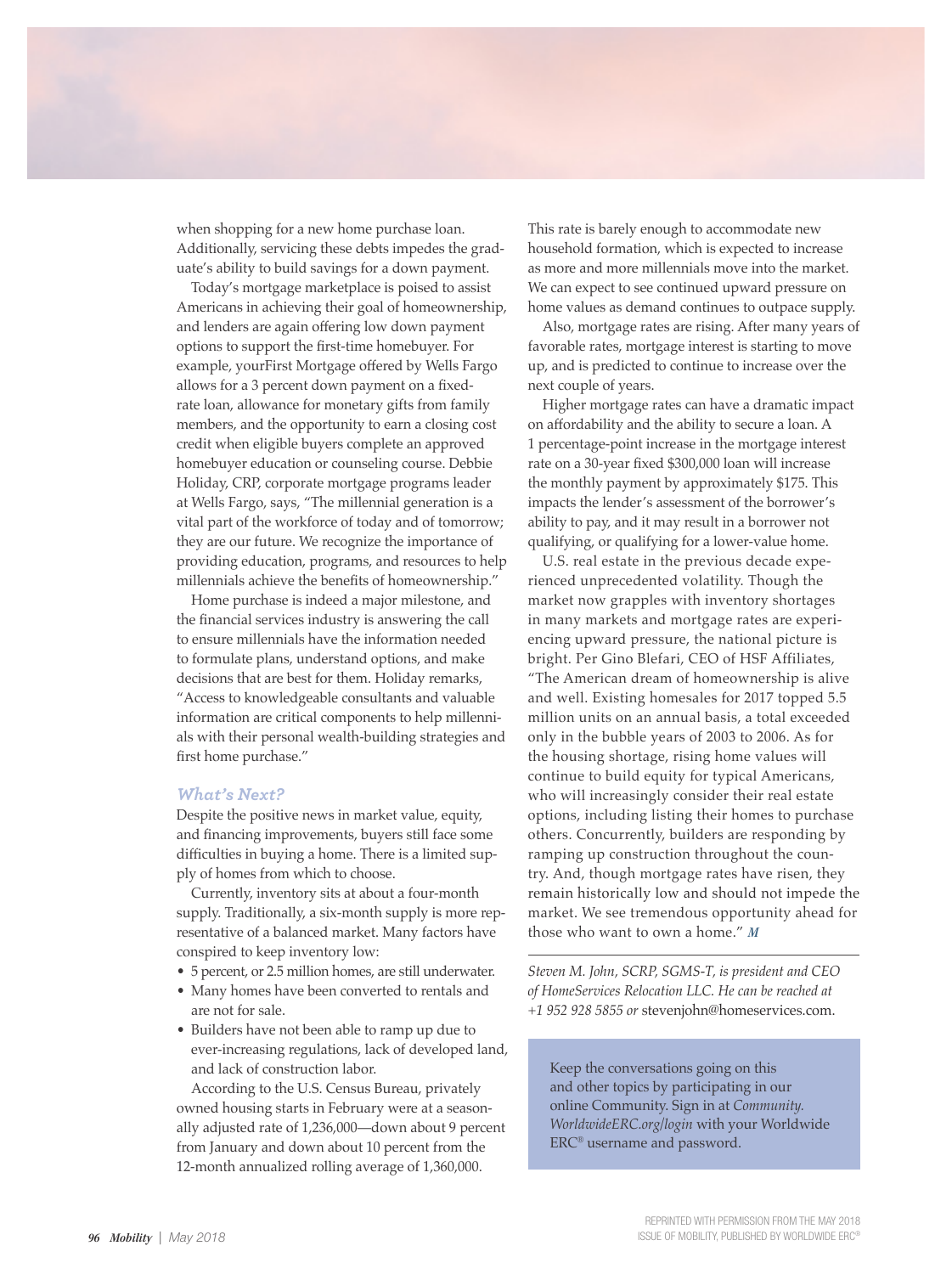when shopping for a new home purchase loan. Additionally, servicing these debts impedes the graduate's ability to build savings for a down payment.

Today's mortgage marketplace is poised to assist Americans in achieving their goal of homeownership, and lenders are again offering low down payment options to support the first-time homebuyer. For example, yourFirst Mortgage offered by Wells Fargo allows for a 3 percent down payment on a fixed-rate loan, allowance for monetary gifts from family members, and the opportunity to earn a closing cost credit when eligible buyers complete an approved homebuyer education or counseling course. Debbie Holiday, CRP, corporate mortgage programs leader at Wells Fargo, says, "The millennial generation is a vital part of the workforce of today and of tomorrow; they are our future. We recognize the importance of providing education, programs, and resources to help millennials achieve the benefits of homeownership."

Home purchase is indeed a major milestone, and the financial services industry is answering the call to ensure millennials have the information needed to formulate plans, understand options, and make decisions that are best for them. Holiday remarks, "Access to knowledgeable consultants and valuable information are critical components to help millennials with their personal wealth-building strategies and first home purchase."

### *What's Next?*

Despite the positive news in market value, equity, and financing improvements, buyers still face some difficulties in buying a home. There is a limited supply of homes from which to choose.

Currently, inventory sits at about a four-month supply. Traditionally, a six-month supply is more representative of a balanced market. Many factors have conspired to keep inventory low:

- 5 percent, or 2.5 million homes, are still underwater.
- Many homes have been converted to rentals and are not for sale.
- Builders have not been able to ramp up due to ever-increasing regulations, lack of developed land, and lack of construction labor.

According to the U.S. Census Bureau, privately owned housing starts in February were at a seasonally adjusted rate of 1,236,000—down about 9 percent from January and down about 10 percent from the 12-month annualized rolling average of 1,360,000. This rate is barely enough to accommodate new household formation, which is expected to increase as more and more millennials move into the market. We can expect to see continued upward pressure on home values as demand continues to outpace supply.

Also, mortgage rates are rising. After many years of favorable rates, mortgage interest is starting to move up, and is predicted to continue to increase over the next couple of years.

Higher mortgage rates can have a dramatic impact on affordability and the ability to secure a loan. A 1 percentage-point increase in the mortgage interest rate on a 30-year fixed $300,000 loan will increase the monthly payment by approximately $175. This impacts the lender's assessment of the borrower's ability to pay, and it may result in a borrower not qualifying, or qualifying for a lower-value home.

U.S. real estate in the previous decade experienced unprecedented volatility. Though the market now grapples with inventory shortages in many markets and mortgage rates are experiencing upward pressure, the national picture is bright. Per Gino Blefari, CEO of HSF Affiliates, "The American dream of homeownership is alive and well. Existing homesales for 2017 topped 5.5 million units on an annual basis, a total exceeded only in the bubble years of 2003 to 2006. As for the housing shortage, rising home values will continue to build equity for typical Americans, who will increasingly consider their real estate options, including listing their homes to purchase others. Concurrently, builders are responding by ramping up construction throughout the country. And, though mortgage rates have risen, they remain historically low and should not impede the market. We see tremendous opportunity ahead for those who want to own a home." ***M***

---

*Steven M. John, SCRP, SGMS-T, is president and CEO of HomeServices Relocation LLC. He can be reached at +1 952 928 5855 or* stevenjohn@homeservices.com.

Keep the conversations going on this and other topics by participating in our online Community. Sign in at *Community.WorldwideERC.org/login* with your Worldwide ERC® username and password.

REPRINTED WITH PERMISSION FROM THE MAY 2018 ISSUE OF MOBILITY, PUBLISHED BY WORLDWIDE ERC®